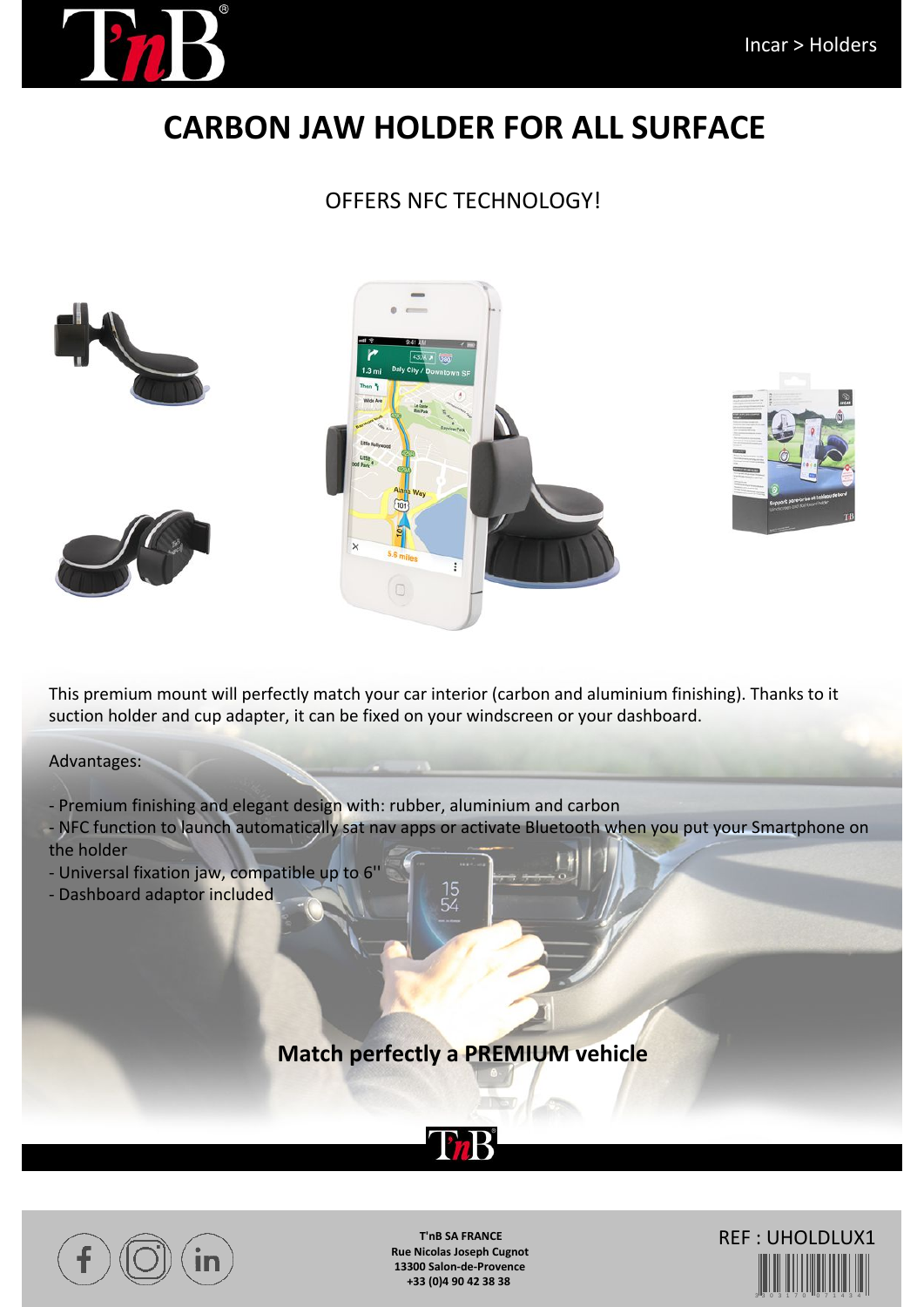Incar > Holders

# CARBON JAW HOLDER FOR ALL SURFACE

OFFERS NFC TECHNOLOGY!

This premium mount will perfectly match your car interior (carbon and aluminium finishing). Thanks to it suction holder and cup adapter, it can be fixed on your windscreen or your dashboard.

Advantages:

- Premium finishing and elegant design with: rubber, aluminium and carbon
- NFC function to launch automatically sat nav apps or activate Bluetooth when you put your Smartphone on the holder
- Universal fixation jaw, compatible up to 6''
- Dashboard adaptor included

**Match perfectly a PREMIUM vehicle**

**T'nB SA FRANCE**
**Rue Nicolas Joseph Cugnot**
**13300 Salon-de-Provence**
**+33 (0)4 90 42 38 38**

REF : UHOLDLUX1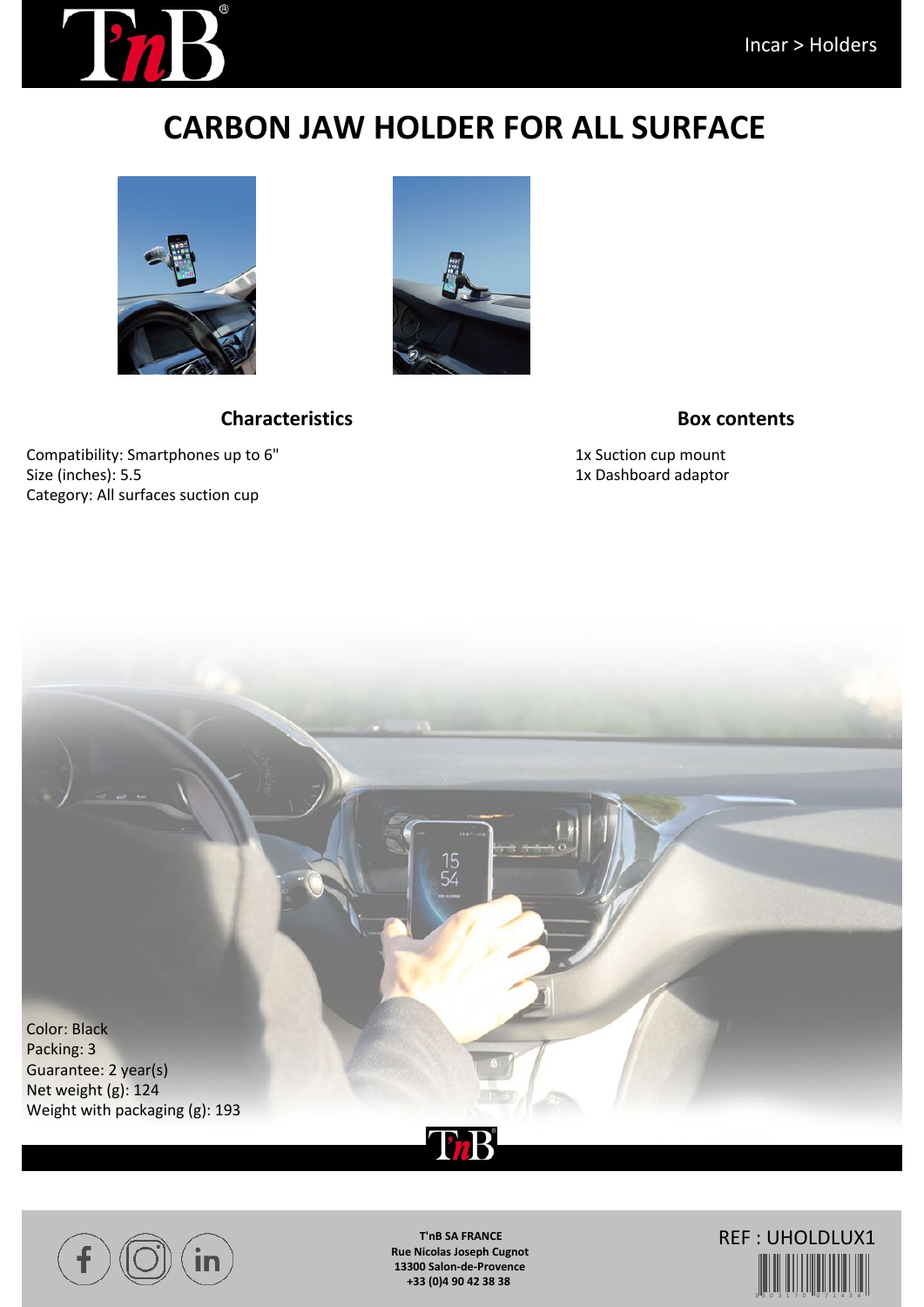Incar > Holders

# CARBON JAW HOLDER FOR ALL SURFACE

## Characteristics

Compatibility: Smartphones up to 6"
Size (inches): 5.5
Category: All surfaces suction cup

## Box contents

1x Suction cup mount
1x Dashboard adaptor

Color: Black
Packing: 3
Guarantee: 2 year(s)
Net weight (g): 124
Weight with packaging (g): 193

**T'nB SA FRANCE**
**Rue Nicolas Joseph Cugnot**
**13300 Salon-de-Provence**
**+33 (0)4 90 42 38 38**

REF : UHOLDLUX1